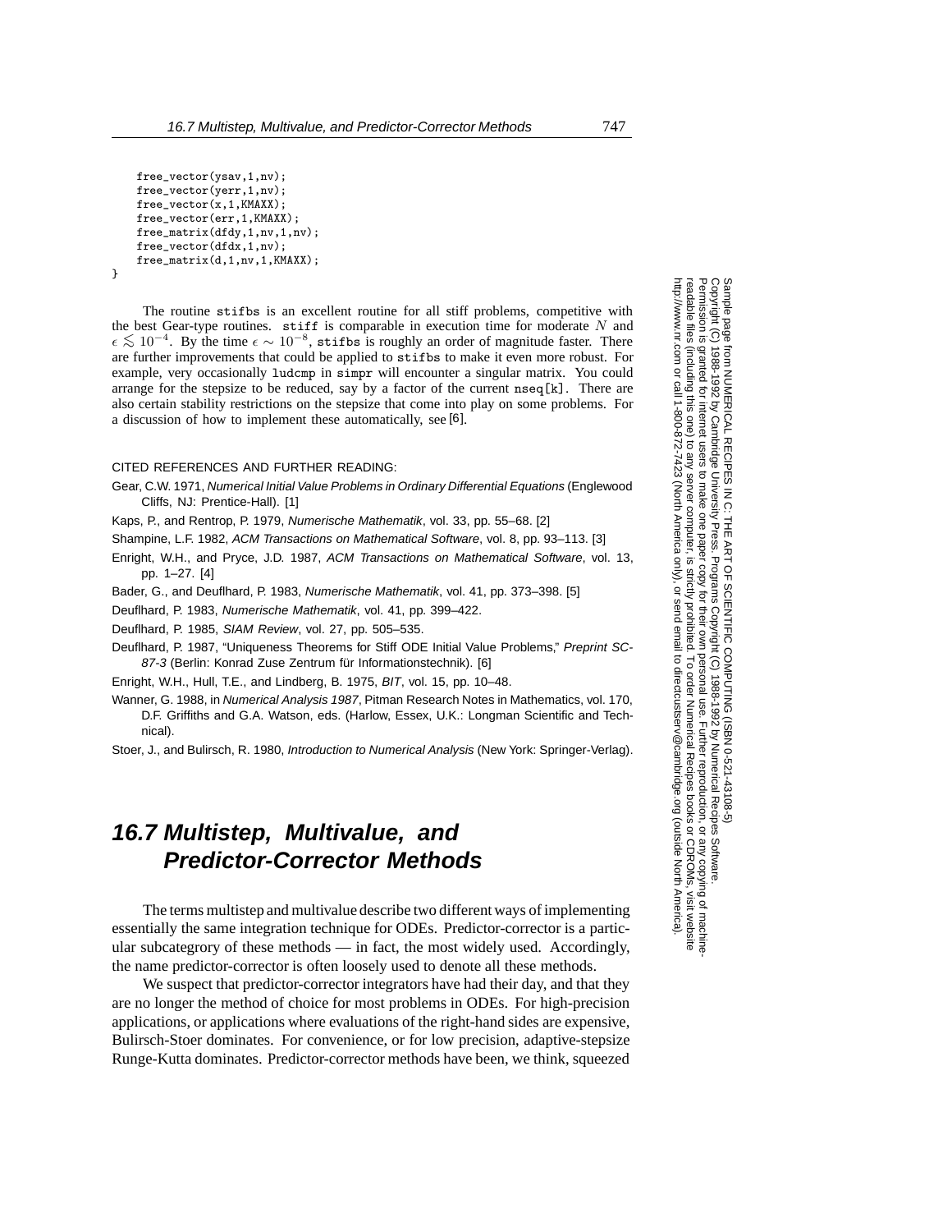```
    free_vector(ysav,1,nv);
    free_vector(yerr,1,nv);
    free_vector(x,1,KMAXX);
    free_vector(err,1,KMAXX);
    free_matrix(dfdy,1,nv,1,nv);
    free_vector(dfdx,1,nv);
    free_matrix(d,1,nv,1,KMAXX);
}
```

The routine stifbs is an excellent routine for all stiff problems, competitive with the best Gear-type routines. stiff is comparable in execution time for moderate $N$ and $\epsilon \lesssim 10^{-4}$. By the time $\epsilon \sim 10^{-8}$, stifbs is roughly an order of magnitude faster. There are further improvements that could be applied to stifbs to make it even more robust. For example, very occasionally ludcmp in simpr will encounter a singular matrix. You could arrange for the stepsize to be reduced, say by a factor of the current nseq[k]. There are also certain stability restrictions on the stepsize that come into play on some problems. For a discussion of how to implement these automatically, see [6].

CITED REFERENCES AND FURTHER READING:

Gear, C.W. 1971, *Numerical Initial Value Problems in Ordinary Differential Equations* (Englewood Cliffs, NJ: Prentice-Hall). [1]

Kaps, P., and Rentrop, P. 1979, *Numerische Mathematik*, vol. 33, pp. 55–68. [2]

Shampine, L.F. 1982, *ACM Transactions on Mathematical Software*, vol. 8, pp. 93–113. [3]

Enright, W.H., and Pryce, J.D. 1987, *ACM Transactions on Mathematical Software*, vol. 13, pp. 1–27. [4]

Bader, G., and Deuflhard, P. 1983, *Numerische Mathematik*, vol. 41, pp. 373–398. [5]

Deuflhard, P. 1983, *Numerische Mathematik*, vol. 41, pp. 399–422.

Deuflhard, P. 1985, *SIAM Review*, vol. 27, pp. 505–535.

Deuflhard, P. 1987, "Uniqueness Theorems for Stiff ODE Initial Value Problems," *Preprint SC-87-3* (Berlin: Konrad Zuse Zentrum für Informationstechnik). [6]

Enright, W.H., Hull, T.E., and Lindberg, B. 1975, *BIT*, vol. 15, pp. 10–48.

Wanner, G. 1988, in *Numerical Analysis 1987*, Pitman Research Notes in Mathematics, vol. 170, D.F. Griffiths and G.A. Watson, eds. (Harlow, Essex, U.K.: Longman Scientific and Technical).

Stoer, J., and Bulirsch, R. 1980, *Introduction to Numerical Analysis* (New York: Springer-Verlag).

## 16.7 Multistep, Multivalue, and Predictor-Corrector Methods

The terms multistep and multivalue describe two different ways of implementing essentially the same integration technique for ODEs. Predictor-corrector is a particular subcategrory of these methods — in fact, the most widely used. Accordingly, the name predictor-corrector is often loosely used to denote all these methods.

We suspect that predictor-corrector integrators have had their day, and that they are no longer the method of choice for most problems in ODEs. For high-precision applications, or applications where evaluations of the right-hand sides are expensive, Bulirsch-Stoer dominates. For convenience, or for low precision, adaptive-stepsize Runge-Kutta dominates. Predictor-corrector methods have been, we think, squeezed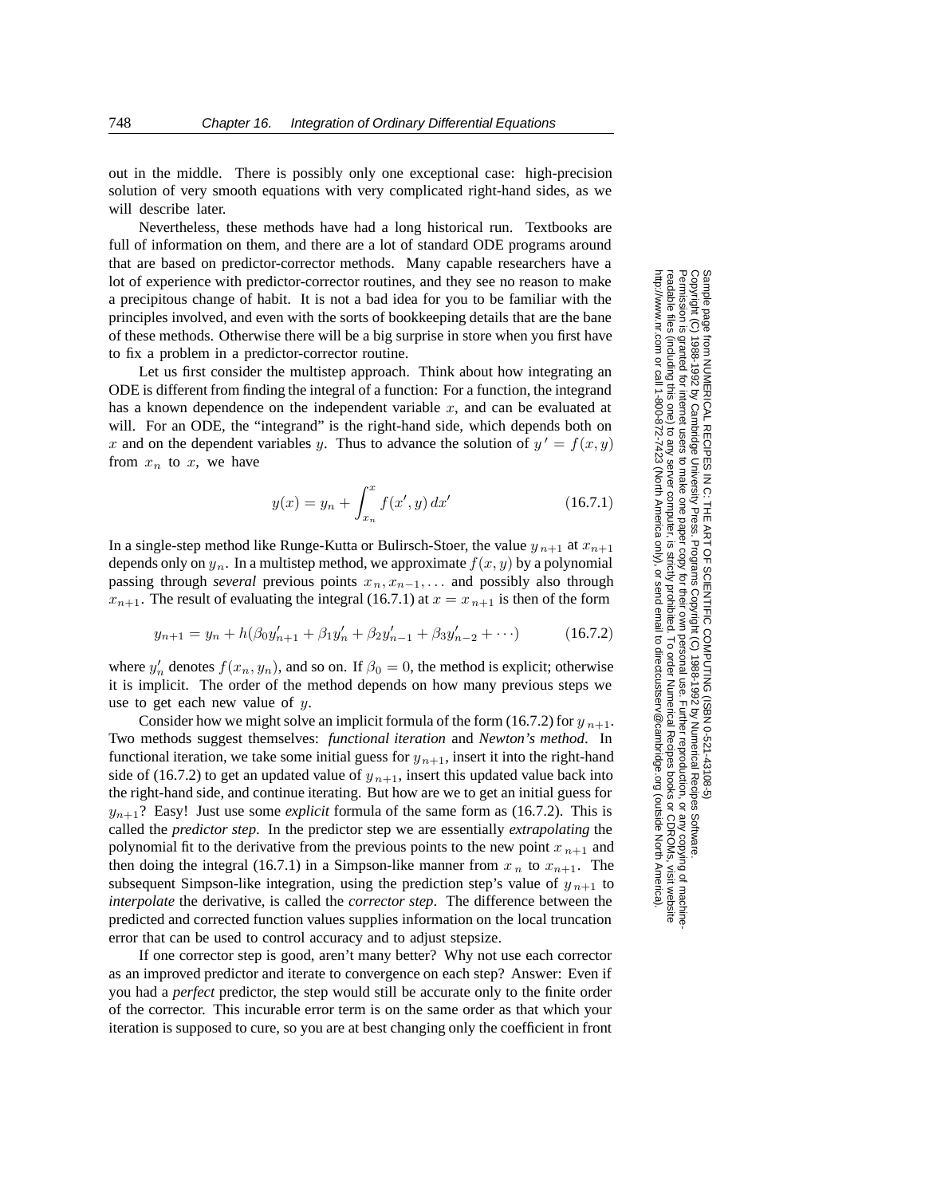out in the middle. There is possibly only one exceptional case: high-precision solution of very smooth equations with very complicated right-hand sides, as we will describe later.

Nevertheless, these methods have had a long historical run. Textbooks are full of information on them, and there are a lot of standard ODE programs around that are based on predictor-corrector methods. Many capable researchers have a lot of experience with predictor-corrector routines, and they see no reason to make a precipitous change of habit. It is not a bad idea for you to be familiar with the principles involved, and even with the sorts of bookkeeping details that are the bane of these methods. Otherwise there will be a big surprise in store when you first have to fix a problem in a predictor-corrector routine.

Let us first consider the multistep approach. Think about how integrating an ODE is different from finding the integral of a function: For a function, the integrand has a known dependence on the independent variable $x$, and can be evaluated at will. For an ODE, the "integrand" is the right-hand side, which depends both on $x$ and on the dependent variables $y$. Thus to advance the solution of $y' = f(x, y)$ from $x_n$ to $x$, we have

$$y(x) = y_n + \int_{x_n}^{x} f(x', y)\, dx' \tag{16.7.1}$$

In a single-step method like Runge-Kutta or Bulirsch-Stoer, the value $y_{n+1}$ at $x_{n+1}$ depends only on $y_n$. In a multistep method, we approximate $f(x, y)$ by a polynomial passing through *several* previous points $x_n, x_{n-1}, \ldots$ and possibly also through $x_{n+1}$. The result of evaluating the integral (16.7.1) at $x = x_{n+1}$ is then of the form

$$y_{n+1} = y_n + h(\beta_0 y'_{n+1} + \beta_1 y'_n + \beta_2 y'_{n-1} + \beta_3 y'_{n-2} + \cdots) \tag{16.7.2}$$

where $y'_n$ denotes $f(x_n, y_n)$, and so on. If $\beta_0 = 0$, the method is explicit; otherwise it is implicit. The order of the method depends on how many previous steps we use to get each new value of $y$.

Consider how we might solve an implicit formula of the form (16.7.2) for $y_{n+1}$. Two methods suggest themselves: *functional iteration* and *Newton's method*. In functional iteration, we take some initial guess for $y_{n+1}$, insert it into the right-hand side of (16.7.2) to get an updated value of $y_{n+1}$, insert this updated value back into the right-hand side, and continue iterating. But how are we to get an initial guess for $y_{n+1}$? Easy! Just use some *explicit* formula of the same form as (16.7.2). This is called the *predictor step*. In the predictor step we are essentially *extrapolating* the polynomial fit to the derivative from the previous points to the new point $x_{n+1}$ and then doing the integral (16.7.1) in a Simpson-like manner from $x_n$ to $x_{n+1}$. The subsequent Simpson-like integration, using the prediction step's value of $y_{n+1}$ to *interpolate* the derivative, is called the *corrector step*. The difference between the predicted and corrected function values supplies information on the local truncation error that can be used to control accuracy and to adjust stepsize.

If one corrector step is good, aren't many better? Why not use each corrector as an improved predictor and iterate to convergence on each step? Answer: Even if you had a *perfect* predictor, the step would still be accurate only to the finite order of the corrector. This incurable error term is on the same order as that which your iteration is supposed to cure, so you are at best changing only the coefficient in front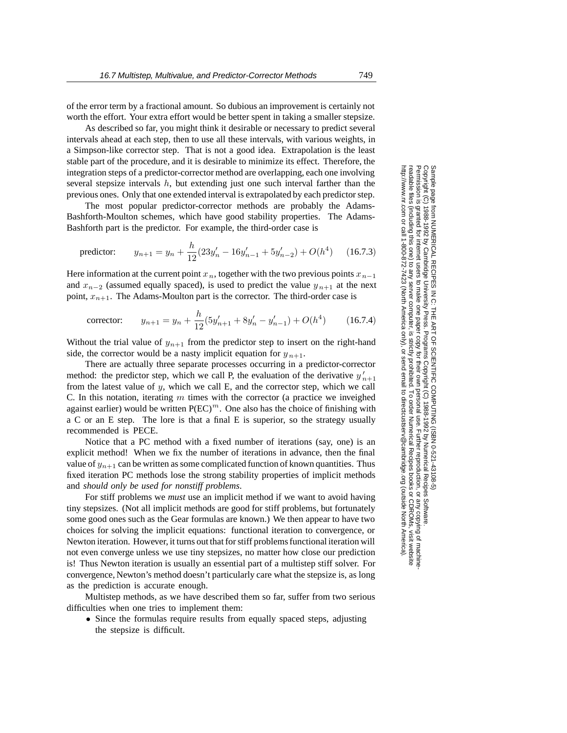of the error term by a fractional amount. So dubious an improvement is certainly not worth the effort. Your extra effort would be better spent in taking a smaller stepsize.

As described so far, you might think it desirable or necessary to predict several intervals ahead at each step, then to use all these intervals, with various weights, in a Simpson-like corrector step. That is not a good idea. Extrapolation is the least stable part of the procedure, and it is desirable to minimize its effect. Therefore, the integration steps of a predictor-corrector method are overlapping, each one involving several stepsize intervals $h$, but extending just one such interval farther than the previous ones. Only that one extended interval is extrapolated by each predictor step.

The most popular predictor-corrector methods are probably the Adams-Bashforth-Moulton schemes, which have good stability properties. The Adams-Bashforth part is the predictor. For example, the third-order case is

$$\text{predictor:} \qquad y_{n+1} = y_n + \frac{h}{12}(23y'_n - 16y'_{n-1} + 5y'_{n-2}) + O(h^4) \qquad (16.7.3)$$

Here information at the current point $x_n$, together with the two previous points $x_{n-1}$ and $x_{n-2}$ (assumed equally spaced), is used to predict the value $y_{n+1}$ at the next point, $x_{n+1}$. The Adams-Moulton part is the corrector. The third-order case is

$$\text{corrector:} \qquad y_{n+1} = y_n + \frac{h}{12}(5y'_{n+1} + 8y'_n - y'_{n-1}) + O(h^4) \qquad (16.7.4)$$

Without the trial value of $y_{n+1}$ from the predictor step to insert on the right-hand side, the corrector would be a nasty implicit equation for $y_{n+1}$.

There are actually three separate processes occurring in a predictor-corrector method: the predictor step, which we call P, the evaluation of the derivative $y'_{n+1}$ from the latest value of $y$, which we call E, and the corrector step, which we call C. In this notation, iterating $m$ times with the corrector (a practice we inveighed against earlier) would be written P(EC)$^m$. One also has the choice of finishing with a C or an E step. The lore is that a final E is superior, so the strategy usually recommended is PECE.

Notice that a PC method with a fixed number of iterations (say, one) is an explicit method! When we fix the number of iterations in advance, then the final value of $y_{n+1}$ can be written as some complicated function of known quantities. Thus fixed iteration PC methods lose the strong stability properties of implicit methods and *should only be used for nonstiff problems*.

For stiff problems we *must* use an implicit method if we want to avoid having tiny stepsizes. (Not all implicit methods are good for stiff problems, but fortunately some good ones such as the Gear formulas are known.) We then appear to have two choices for solving the implicit equations: functional iteration to convergence, or Newton iteration. However, it turns out that for stiff problems functional iteration will not even converge unless we use tiny stepsizes, no matter how close our prediction is! Thus Newton iteration is usually an essential part of a multistep stiff solver. For convergence, Newton's method doesn't particularly care what the stepsize is, as long as the prediction is accurate enough.

Multistep methods, as we have described them so far, suffer from two serious difficulties when one tries to implement them:

- Since the formulas require results from equally spaced steps, adjusting the stepsize is difficult.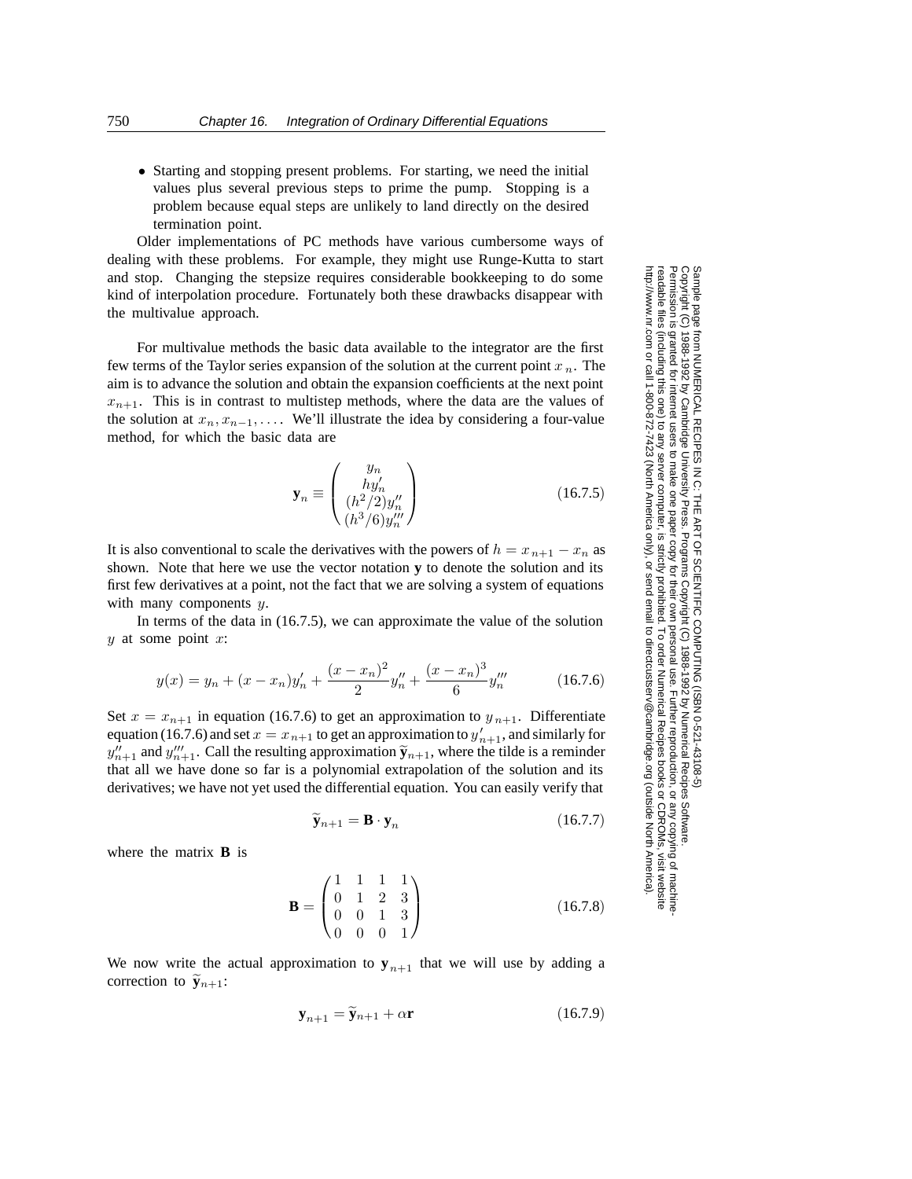- Starting and stopping present problems. For starting, we need the initial values plus several previous steps to prime the pump. Stopping is a problem because equal steps are unlikely to land directly on the desired termination point.

Older implementations of PC methods have various cumbersome ways of dealing with these problems. For example, they might use Runge-Kutta to start and stop. Changing the stepsize requires considerable bookkeeping to do some kind of interpolation procedure. Fortunately both these drawbacks disappear with the multivalue approach.

For multivalue methods the basic data available to the integrator are the first few terms of the Taylor series expansion of the solution at the current point $x_n$. The aim is to advance the solution and obtain the expansion coefficients at the next point $x_{n+1}$. This is in contrast to multistep methods, where the data are the values of the solution at $x_n, x_{n-1}, \ldots$. We'll illustrate the idea by considering a four-value method, for which the basic data are

$$\mathbf{y}_n \equiv \begin{pmatrix} y_n \\ hy'_n \\ (h^2/2)y''_n \\ (h^3/6)y'''_n \end{pmatrix} \tag{16.7.5}$$

It is also conventional to scale the derivatives with the powers of $h = x_{n+1} - x_n$ as shown. Note that here we use the vector notation $\mathbf{y}$ to denote the solution and its first few derivatives at a point, not the fact that we are solving a system of equations with many components $y$.

In terms of the data in (16.7.5), we can approximate the value of the solution $y$ at some point $x$:

$$y(x) = y_n + (x - x_n)y'_n + \frac{(x - x_n)^2}{2}y''_n + \frac{(x - x_n)^3}{6}y'''_n \tag{16.7.6}$$

Set $x = x_{n+1}$ in equation (16.7.6) to get an approximation to $y_{n+1}$. Differentiate equation (16.7.6) and set $x = x_{n+1}$ to get an approximation to $y'_{n+1}$, and similarly for $y''_{n+1}$ and $y'''_{n+1}$. Call the resulting approximation $\widetilde{\mathbf{y}}_{n+1}$, where the tilde is a reminder that all we have done so far is a polynomial extrapolation of the solution and its derivatives; we have not yet used the differential equation. You can easily verify that

$$\widetilde{\mathbf{y}}_{n+1} = \mathbf{B} \cdot \mathbf{y}_n \tag{16.7.7}$$

where the matrix $\mathbf{B}$ is

$$\mathbf{B} = \begin{pmatrix} 1 & 1 & 1 & 1 \\ 0 & 1 & 2 & 3 \\ 0 & 0 & 1 & 3 \\ 0 & 0 & 0 & 1 \end{pmatrix} \tag{16.7.8}$$

We now write the actual approximation to $\mathbf{y}_{n+1}$ that we will use by adding a correction to $\widetilde{\mathbf{y}}_{n+1}$:

$$\mathbf{y}_{n+1} = \widetilde{\mathbf{y}}_{n+1} + \alpha\mathbf{r} \tag{16.7.9}$$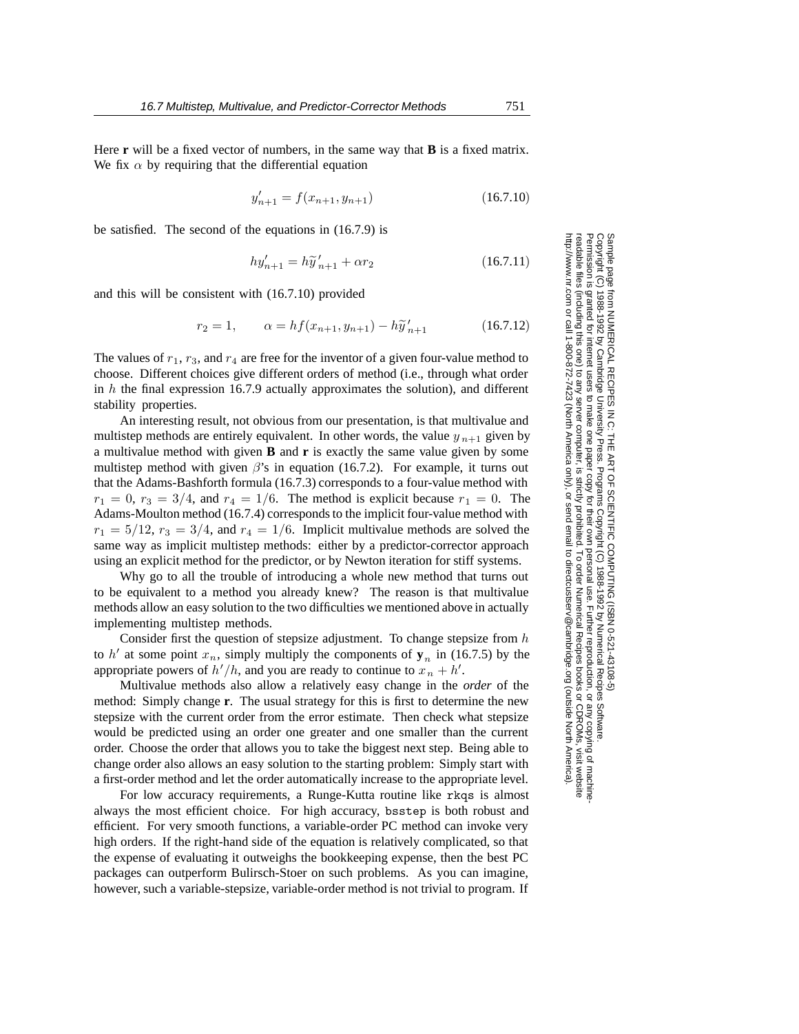Here **r** will be a fixed vector of numbers, in the same way that **B** is a fixed matrix. We fix $\alpha$ by requiring that the differential equation

$$y'_{n+1} = f(x_{n+1}, y_{n+1}) \tag{16.7.10}$$

be satisfied. The second of the equations in (16.7.9) is

$$hy'_{n+1} = h\widetilde{y}'_{n+1} + \alpha r_2 \tag{16.7.11}$$

and this will be consistent with (16.7.10) provided

$$r_2 = 1, \qquad \alpha = hf(x_{n+1}, y_{n+1}) - h\widetilde{y}'_{n+1} \tag{16.7.12}$$

The values of $r_1$, $r_3$, and $r_4$ are free for the inventor of a given four-value method to choose. Different choices give different orders of method (i.e., through what order in $h$ the final expression 16.7.9 actually approximates the solution), and different stability properties.

An interesting result, not obvious from our presentation, is that multivalue and multistep methods are entirely equivalent. In other words, the value $y_{n+1}$ given by a multivalue method with given **B** and **r** is exactly the same value given by some multistep method with given $\beta$'s in equation (16.7.2). For example, it turns out that the Adams-Bashforth formula (16.7.3) corresponds to a four-value method with $r_1 = 0$, $r_3 = 3/4$, and $r_4 = 1/6$. The method is explicit because $r_1 = 0$. The Adams-Moulton method (16.7.4) corresponds to the implicit four-value method with $r_1 = 5/12$, $r_3 = 3/4$, and $r_4 = 1/6$. Implicit multivalue methods are solved the same way as implicit multistep methods: either by a predictor-corrector approach using an explicit method for the predictor, or by Newton iteration for stiff systems.

Why go to all the trouble of introducing a whole new method that turns out to be equivalent to a method you already knew? The reason is that multivalue methods allow an easy solution to the two difficulties we mentioned above in actually implementing multistep methods.

Consider first the question of stepsize adjustment. To change stepsize from $h$ to $h'$ at some point $x_n$, simply multiply the components of $\mathbf{y}_n$ in (16.7.5) by the appropriate powers of $h'/h$, and you are ready to continue to $x_n + h'$.

Multivalue methods also allow a relatively easy change in the *order* of the method: Simply change **r**. The usual strategy for this is first to determine the new stepsize with the current order from the error estimate. Then check what stepsize would be predicted using an order one greater and one smaller than the current order. Choose the order that allows you to take the biggest next step. Being able to change order also allows an easy solution to the starting problem: Simply start with a first-order method and let the order automatically increase to the appropriate level.

For low accuracy requirements, a Runge-Kutta routine like `rkqs` is almost always the most efficient choice. For high accuracy, `bsstep` is both robust and efficient. For very smooth functions, a variable-order PC method can invoke very high orders. If the right-hand side of the equation is relatively complicated, so that the expense of evaluating it outweighs the bookkeeping expense, then the best PC packages can outperform Bulirsch-Stoer on such problems. As you can imagine, however, such a variable-stepsize, variable-order method is not trivial to program. If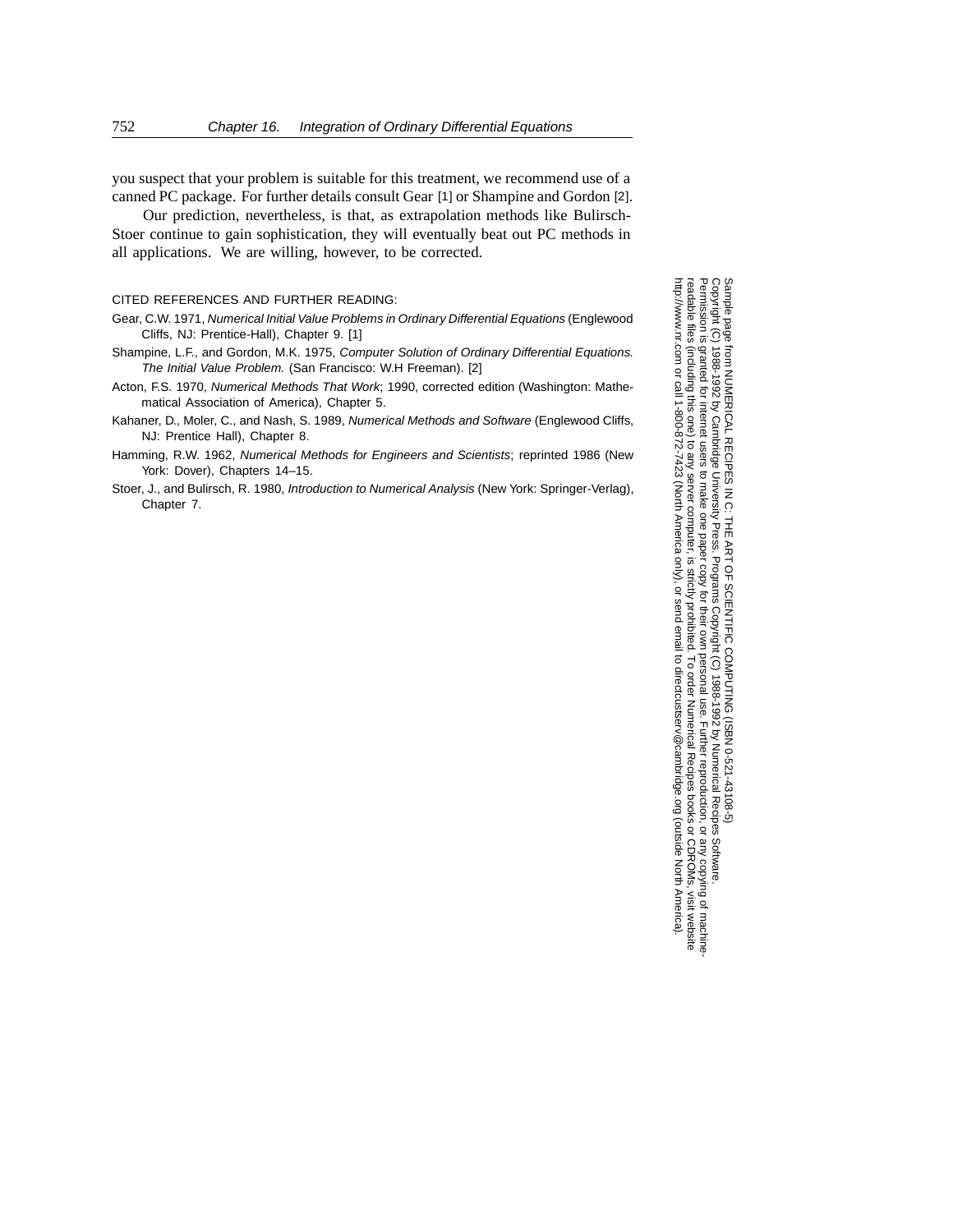you suspect that your problem is suitable for this treatment, we recommend use of a canned PC package. For further details consult Gear [1] or Shampine and Gordon [2].

Our prediction, nevertheless, is that, as extrapolation methods like Bulirsch-Stoer continue to gain sophistication, they will eventually beat out PC methods in all applications. We are willing, however, to be corrected.

CITED REFERENCES AND FURTHER READING:

Gear, C.W. 1971, *Numerical Initial Value Problems in Ordinary Differential Equations* (Englewood Cliffs, NJ: Prentice-Hall), Chapter 9. [1]

Shampine, L.F., and Gordon, M.K. 1975, *Computer Solution of Ordinary Differential Equations. The Initial Value Problem.* (San Francisco: W.H Freeman). [2]

Acton, F.S. 1970, *Numerical Methods That Work*; 1990, corrected edition (Washington: Mathematical Association of America), Chapter 5.

Kahaner, D., Moler, C., and Nash, S. 1989, *Numerical Methods and Software* (Englewood Cliffs, NJ: Prentice Hall), Chapter 8.

Hamming, R.W. 1962, *Numerical Methods for Engineers and Scientists*; reprinted 1986 (New York: Dover), Chapters 14–15.

Stoer, J., and Bulirsch, R. 1980, *Introduction to Numerical Analysis* (New York: Springer-Verlag), Chapter 7.